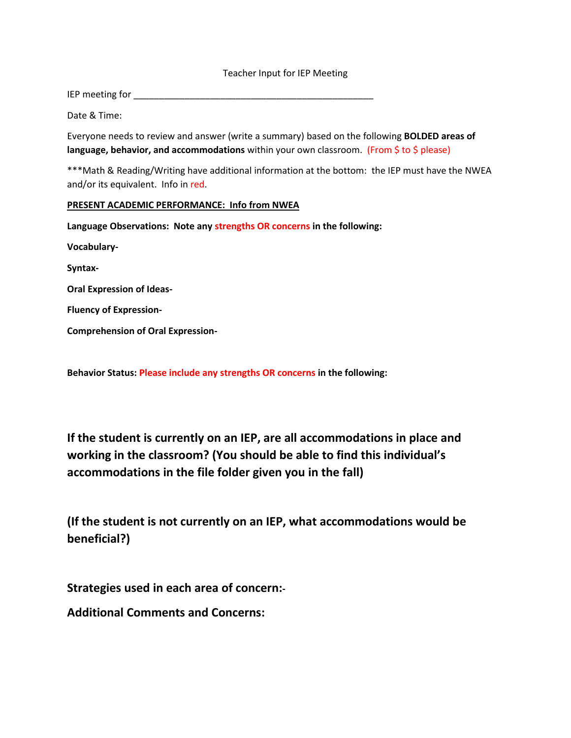Teacher Input for IEP Meeting

IEP meeting for \_\_\_\_\_\_\_\_\_\_\_\_\_\_\_\_\_\_\_\_\_\_\_\_\_\_\_\_\_\_\_\_\_\_\_\_\_\_\_\_\_\_\_\_\_\_\_\_

Date & Time:

Everyone needs to review and answer (write a summary) based on the following **BOLDED areas of language, behavior, and accommodations** within your own classroom. (From $ to $ please)

***Math & Reading/Writing have additional information at the bottom: the IEP must have the NWEA and/or its equivalent. Info in red.

**<u>PRESENT ACADEMIC PERFORMANCE: Info from NWEA</u>**

**Language Observations: Note any strengths OR concerns in the following:**

**Vocabulary-**

**Syntax-**

**Oral Expression of Ideas-**

**Fluency of Expression-**

**Comprehension of Oral Expression-**

**Behavior Status: Please include any strengths OR concerns in the following:**

**If the student is currently on an IEP, are all accommodations in place and working in the classroom? (You should be able to find this individual's accommodations in the file folder given you in the fall)**

**(If the student is not currently on an IEP, what accommodations would be beneficial?)**

**Strategies used in each area of concern:**-

**Additional Comments and Concerns:**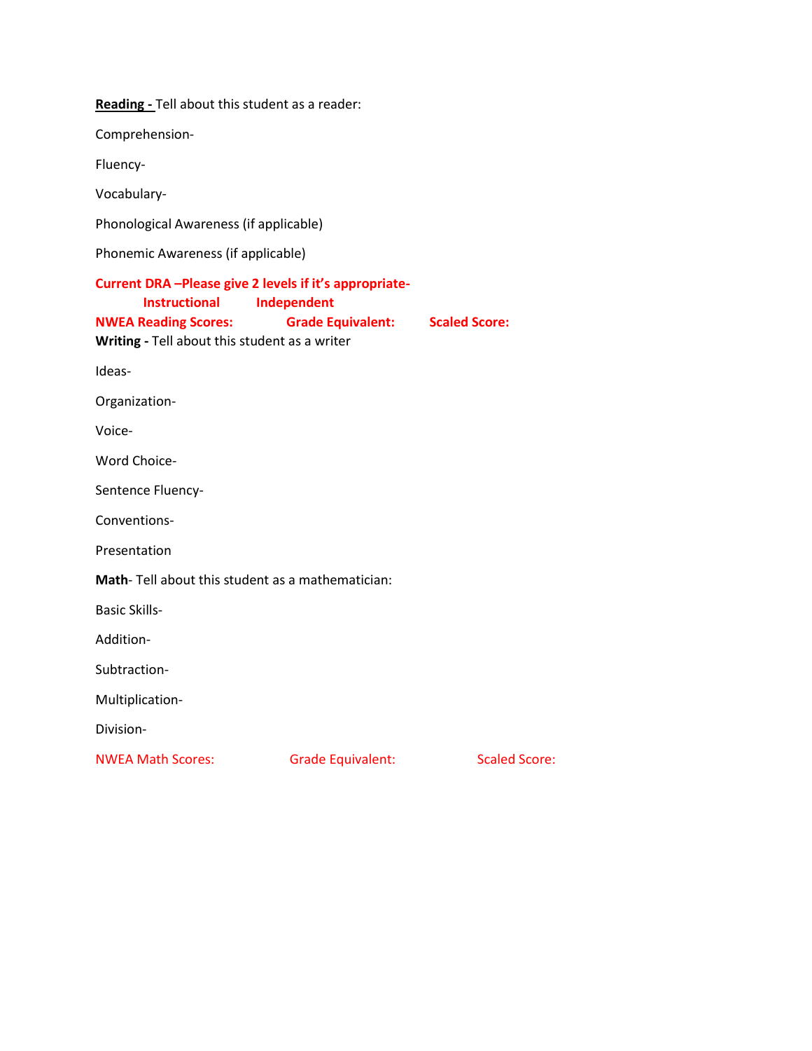**<u>Reading -</u>** Tell about this student as a reader:

Comprehension-

Fluency-

Vocabulary-

Phonological Awareness (if applicable)

Phonemic Awareness (if applicable)

**Current DRA –Please give 2 levels if it's appropriate-**

**Instructional Independent**

**NWEA Reading Scores: Grade Equivalent: Scaled Score:**

**Writing -** Tell about this student as a writer

Ideas-

Organization-

Voice-

Word Choice-

Sentence Fluency-

Conventions-

Presentation

**Math**- Tell about this student as a mathematician:

Basic Skills-

Addition-

Subtraction-

Multiplication-

Division-

NWEA Math Scores: Grade Equivalent: Scaled Score: